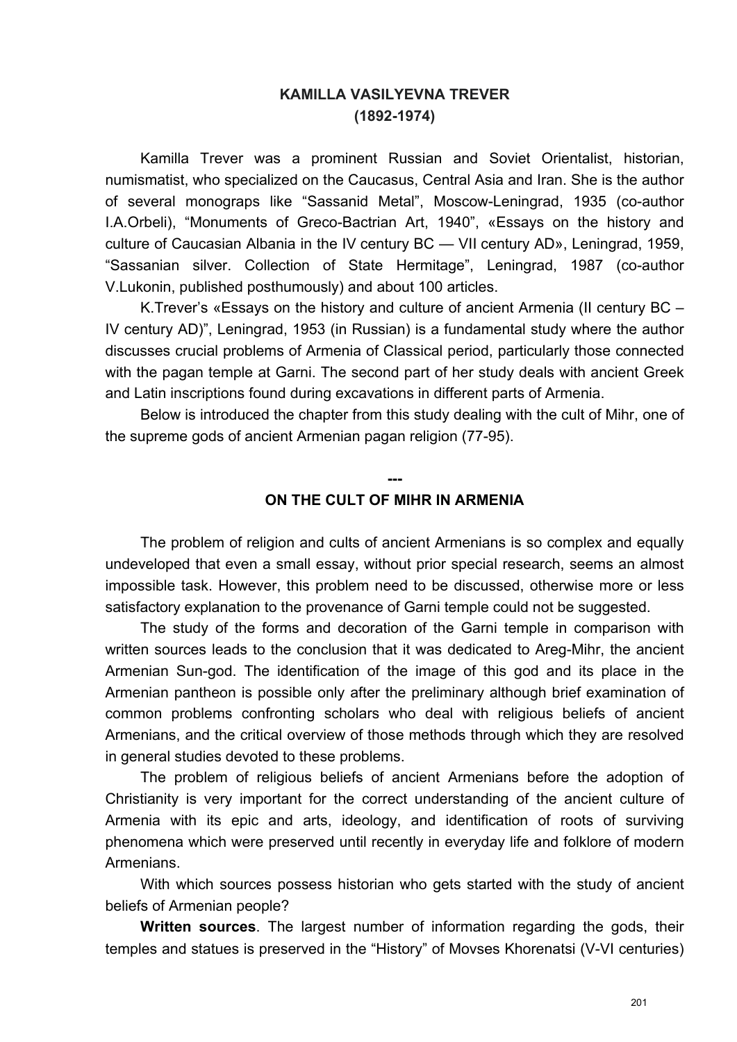## KAMILLA VASILYEVNA TREVER
## (1892-1974)

Kamilla Trever was a prominent Russian and Soviet Orientalist, historian, numismatist, who specialized on the Caucasus, Central Asia and Iran. She is the author of several monograps like “Sassanid Metal”, Moscow-Leningrad, 1935 (co-author I.A.Orbeli), “Monuments of Greco-Bactrian Art, 1940”, «Essays on the history and culture of Caucasian Albania in the IV century BC — VII century AD», Leningrad, 1959, “Sassanian silver. Collection of State Hermitage”, Leningrad, 1987 (co-author V.Lukonin, published posthumously) and about 100 articles.

K.Trever’s «Essays on the history and culture of ancient Armenia (II century BC – IV century AD)”, Leningrad, 1953 (in Russian) is a fundamental study where the author discusses crucial problems of Armenia of Classical period, particularly those connected with the pagan temple at Garni. The second part of her study deals with ancient Greek and Latin inscriptions found during excavations in different parts of Armenia.

Below is introduced the chapter from this study dealing with the cult of Mihr, one of the supreme gods of ancient Armenian pagan religion (77-95).

---

## ON THE CULT OF MIHR IN ARMENIA

The problem of religion and cults of ancient Armenians is so complex and equally undeveloped that even a small essay, without prior special research, seems an almost impossible task. However, this problem need to be discussed, otherwise more or less satisfactory explanation to the provenance of Garni temple could not be suggested.

The study of the forms and decoration of the Garni temple in comparison with written sources leads to the conclusion that it was dedicated to Areg-Mihr, the ancient Armenian Sun-god. The identification of the image of this god and its place in the Armenian pantheon is possible only after the preliminary although brief examination of common problems confronting scholars who deal with religious beliefs of ancient Armenians, and the critical overview of those methods through which they are resolved in general studies devoted to these problems.

The problem of religious beliefs of ancient Armenians before the adoption of Christianity is very important for the correct understanding of the ancient culture of Armenia with its epic and arts, ideology, and identification of roots of surviving phenomena which were preserved until recently in everyday life and folklore of modern Armenians.

With which sources possess historian who gets started with the study of ancient beliefs of Armenian people?

**Written sources**. The largest number of information regarding the gods, their temples and statues is preserved in the “History” of Movses Khorenatsi (V-VI centuries)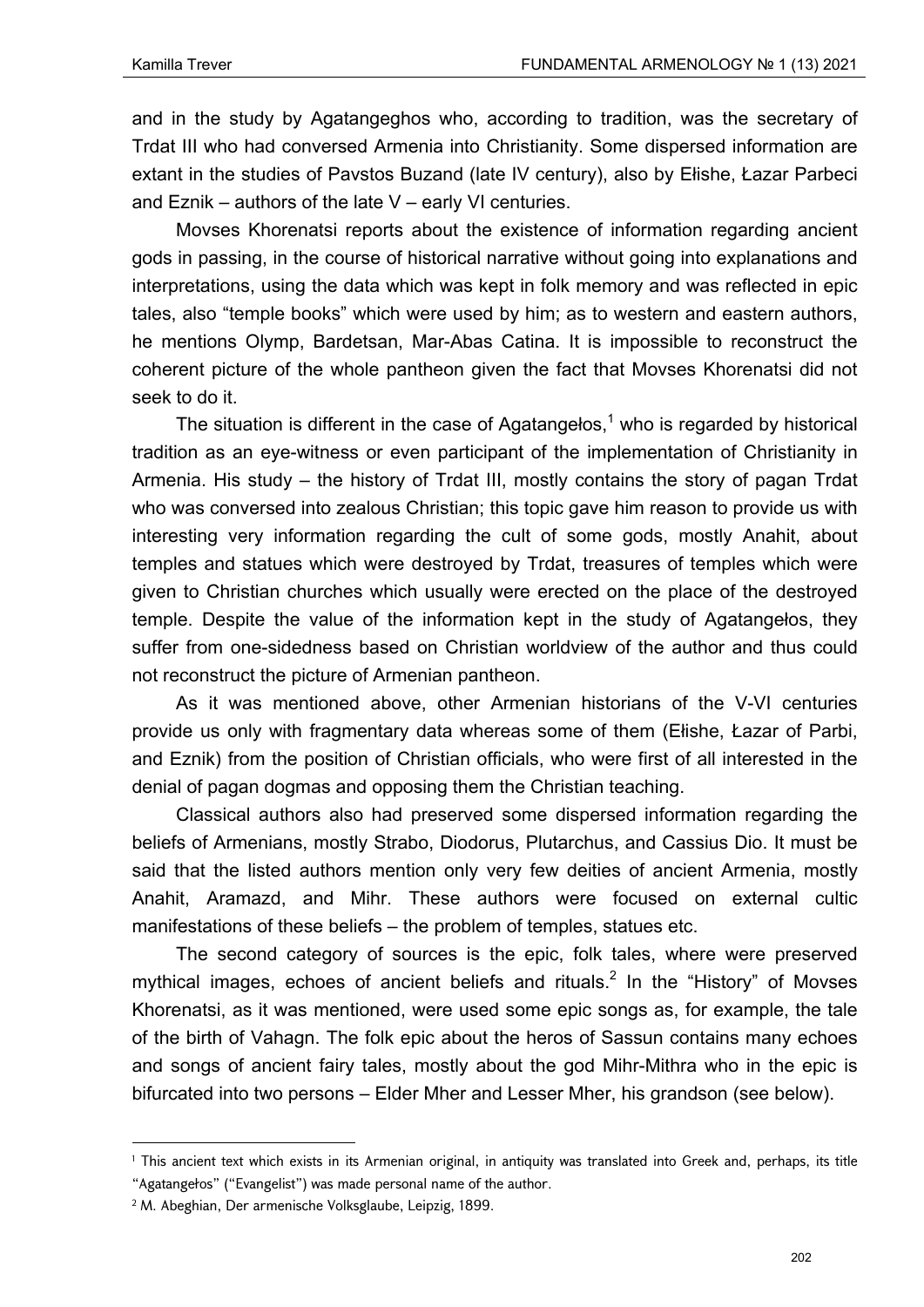and in the study by Agatangeghos who, according to tradition, was the secretary of Trdat III who had conversed Armenia into Christianity. Some dispersed information are extant in the studies of Pavstos Buzand (late IV century), also by Ełishe, Łazar Parbeci and Eznik – authors of the late V – early VI centuries.

Movses Khorenatsi reports about the existence of information regarding ancient gods in passing, in the course of historical narrative without going into explanations and interpretations, using the data which was kept in folk memory and was reflected in epic tales, also "temple books" which were used by him; as to western and eastern authors, he mentions Olymp, Bardetsan, Mar-Abas Catina. It is impossible to reconstruct the coherent picture of the whole pantheon given the fact that Movses Khorenatsi did not seek to do it.

The situation is different in the case of Agatangełos,[1] who is regarded by historical tradition as an eye-witness or even participant of the implementation of Christianity in Armenia. His study – the history of Trdat III, mostly contains the story of pagan Trdat who was conversed into zealous Christian; this topic gave him reason to provide us with interesting very information regarding the cult of some gods, mostly Anahit, about temples and statues which were destroyed by Trdat, treasures of temples which were given to Christian churches which usually were erected on the place of the destroyed temple. Despite the value of the information kept in the study of Agatangełos, they suffer from one-sidedness based on Christian worldview of the author and thus could not reconstruct the picture of Armenian pantheon.

As it was mentioned above, other Armenian historians of the V-VI centuries provide us only with fragmentary data whereas some of them (Ełishe, Łazar of Parbi, and Eznik) from the position of Christian officials, who were first of all interested in the denial of pagan dogmas and opposing them the Christian teaching.

Classical authors also had preserved some dispersed information regarding the beliefs of Armenians, mostly Strabo, Diodorus, Plutarchus, and Cassius Dio. It must be said that the listed authors mention only very few deities of ancient Armenia, mostly Anahit, Aramazd, and Mihr. These authors were focused on external cultic manifestations of these beliefs – the problem of temples, statues etc.

The second category of sources is the epic, folk tales, where were preserved mythical images, echoes of ancient beliefs and rituals.[2] In the "History" of Movses Khorenatsi, as it was mentioned, were used some epic songs as, for example, the tale of the birth of Vahagn. The folk epic about the heros of Sassun contains many echoes and songs of ancient fairy tales, mostly about the god Mihr-Mithra who in the epic is bifurcated into two persons – Elder Mher and Lesser Mher, his grandson (see below).

---

[1] This ancient text which exists in its Armenian original, in antiquity was translated into Greek and, perhaps, its title "Agatangełos" ("Evangelist") was made personal name of the author.

[2] M. Abeghian, Der armenische Volksglaube, Leipzig, 1899.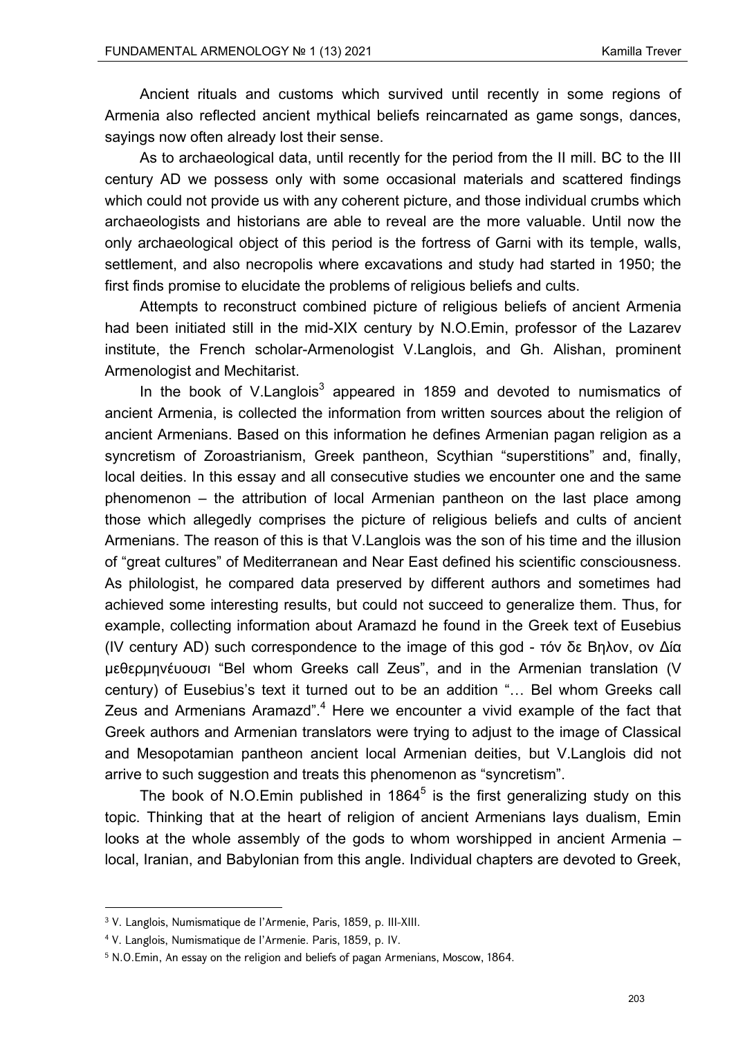Ancient rituals and customs which survived until recently in some regions of Armenia also reflected ancient mythical beliefs reincarnated as game songs, dances, sayings now often already lost their sense.

As to archaeological data, until recently for the period from the II mill. BC to the III century AD we possess only with some occasional materials and scattered findings which could not provide us with any coherent picture, and those individual crumbs which archaeologists and historians are able to reveal are the more valuable. Until now the only archaeological object of this period is the fortress of Garni with its temple, walls, settlement, and also necropolis where excavations and study had started in 1950; the first finds promise to elucidate the problems of religious beliefs and cults.

Attempts to reconstruct combined picture of religious beliefs of ancient Armenia had been initiated still in the mid-XIX century by N.O.Emin, professor of the Lazarev institute, the French scholar-Armenologist V.Langlois, and Gh. Alishan, prominent Armenologist and Mechitarist.

In the book of V.Langlois[3] appeared in 1859 and devoted to numismatics of ancient Armenia, is collected the information from written sources about the religion of ancient Armenians. Based on this information he defines Armenian pagan religion as a syncretism of Zoroastrianism, Greek pantheon, Scythian "superstitions" and, finally, local deities. In this essay and all consecutive studies we encounter one and the same phenomenon – the attribution of local Armenian pantheon on the last place among those which allegedly comprises the picture of religious beliefs and cults of ancient Armenians. The reason of this is that V.Langlois was the son of his time and the illusion of "great cultures" of Mediterranean and Near East defined his scientific consciousness. As philologist, he compared data preserved by different authors and sometimes had achieved some interesting results, but could not succeed to generalize them. Thus, for example, collecting information about Aramazd he found in the Greek text of Eusebius (IV century AD) such correspondence to the image of this god - τόν δε Βηλον, ον Δία μεθερμηνέυουσι "Bel whom Greeks call Zeus", and in the Armenian translation (V century) of Eusebius's text it turned out to be an addition "… Bel whom Greeks call Zeus and Armenians Aramazd".[4] Here we encounter a vivid example of the fact that Greek authors and Armenian translators were trying to adjust to the image of Classical and Mesopotamian pantheon ancient local Armenian deities, but V.Langlois did not arrive to such suggestion and treats this phenomenon as "syncretism".

The book of N.O.Emin published in 1864[5] is the first generalizing study on this topic. Thinking that at the heart of religion of ancient Armenians lays dualism, Emin looks at the whole assembly of the gods to whom worshipped in ancient Armenia – local, Iranian, and Babylonian from this angle. Individual chapters are devoted to Greek,

---

[3] V. Langlois, Numismatique de l'Armenie, Paris, 1859, p. III-XIII.

[4] V. Langlois, Numismatique de l'Armenie. Paris, 1859, p. IV.

[5] N.O.Emin, An essay on the religion and beliefs of pagan Armenians, Moscow, 1864.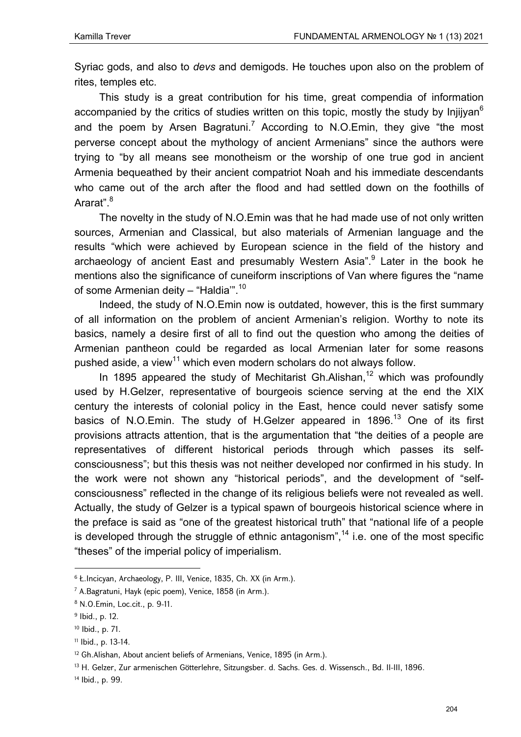Syriac gods, and also to *devs* and demigods. He touches upon also on the problem of rites, temples etc.

This study is a great contribution for his time, great compendia of information accompanied by the critics of studies written on this topic, mostly the study by Injijyan[6] and the poem by Arsen Bagratuni.[7] According to N.O.Emin, they give "the most perverse concept about the mythology of ancient Armenians" since the authors were trying to "by all means see monotheism or the worship of one true god in ancient Armenia bequeathed by their ancient compatriot Noah and his immediate descendants who came out of the arch after the flood and had settled down on the foothills of Ararat".[8]

The novelty in the study of N.O.Emin was that he had made use of not only written sources, Armenian and Classical, but also materials of Armenian language and the results "which were achieved by European science in the field of the history and archaeology of ancient East and presumably Western Asia".[9] Later in the book he mentions also the significance of cuneiform inscriptions of Van where figures the "name of some Armenian deity – "Haldia'".[10]

Indeed, the study of N.O.Emin now is outdated, however, this is the first summary of all information on the problem of ancient Armenian's religion. Worthy to note its basics, namely a desire first of all to find out the question who among the deities of Armenian pantheon could be regarded as local Armenian later for some reasons pushed aside, a view[11] which even modern scholars do not always follow.

In 1895 appeared the study of Mechitarist Gh.Alishan,[12] which was profoundly used by H.Gelzer, representative of bourgeois science serving at the end the XIX century the interests of colonial policy in the East, hence could never satisfy some basics of N.O.Emin. The study of H.Gelzer appeared in 1896.[13] One of its first provisions attracts attention, that is the argumentation that "the deities of a people are representatives of different historical periods through which passes its self-consciousness"; but this thesis was not neither developed nor confirmed in his study. In the work were not shown any "historical periods", and the development of "self-consciousness" reflected in the change of its religious beliefs were not revealed as well. Actually, the study of Gelzer is a typical spawn of bourgeois historical science where in the preface is said as "one of the greatest historical truth" that "national life of a people is developed through the struggle of ethnic antagonism",[14] i.e. one of the most specific "theses" of the imperial policy of imperialism.

---

[6] Ł.Incicyan, Archaeology, P. III, Venice, 1835, Ch. XX (in Arm.).

[7] A.Bagratuni, Hayk (epic poem), Venice, 1858 (in Arm.).

[8] N.O.Emin, Loc.cit., p. 9-11.

[9] Ibid., p. 12.

[10] Ibid., p. 71.

[11] Ibid., p. 13-14.

[12] Gh.Alishan, About ancient beliefs of Armenians, Venice, 1895 (in Arm.).

[13] H. Gelzer, Zur armenischen Götterlehre, Sitzungsber. d. Sachs. Ges. d. Wissensch., Bd. II-III, 1896.

[14] Ibid., p. 99.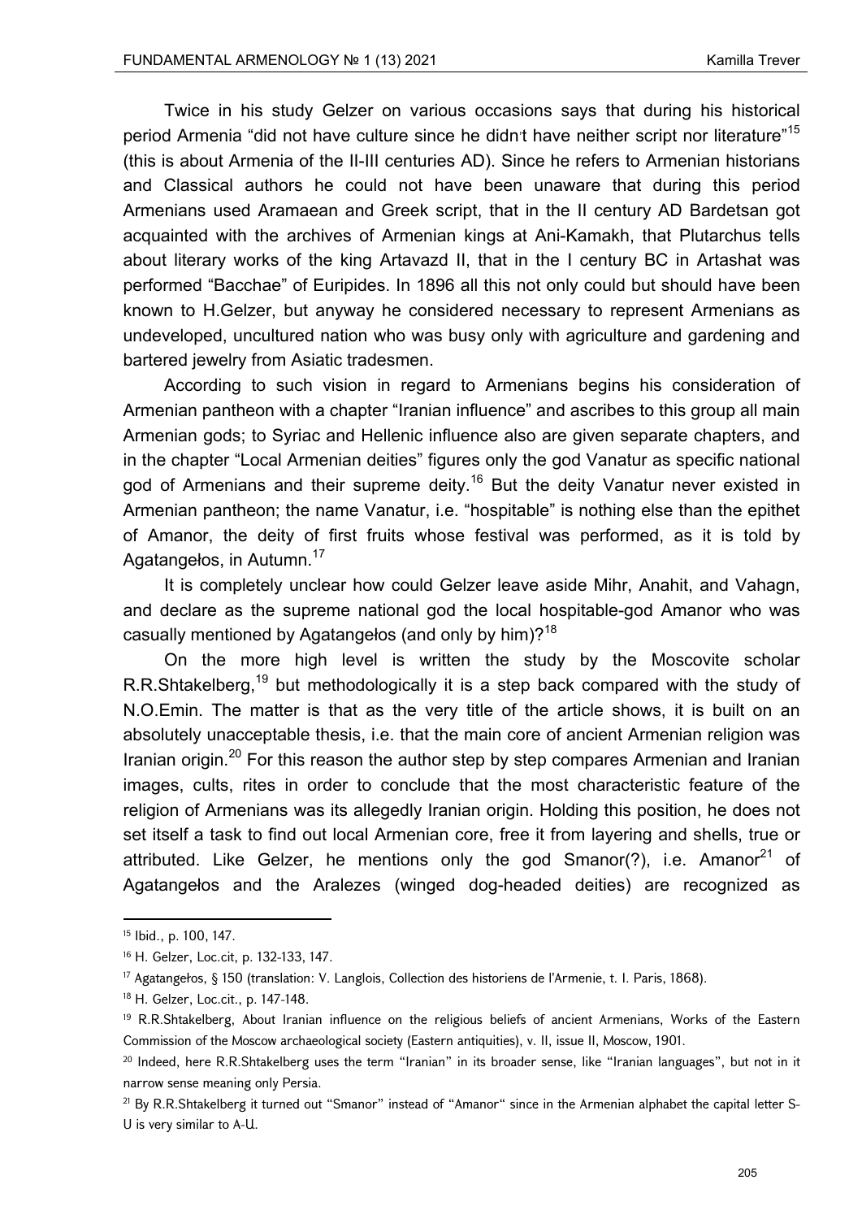Twice in his study Gelzer on various occasions says that during his historical period Armenia "did not have culture since he didn't have neither script nor literature"[15] (this is about Armenia of the II-III centuries AD). Since he refers to Armenian historians and Classical authors he could not have been unaware that during this period Armenians used Aramaean and Greek script, that in the II century AD Bardetsan got acquainted with the archives of Armenian kings at Ani-Kamakh, that Plutarchus tells about literary works of the king Artavazd II, that in the I century BC in Artashat was performed "Bacchae" of Euripides. In 1896 all this not only could but should have been known to H.Gelzer, but anyway he considered necessary to represent Armenians as undeveloped, uncultured nation who was busy only with agriculture and gardening and bartered jewelry from Asiatic tradesmen.

According to such vision in regard to Armenians begins his consideration of Armenian pantheon with a chapter "Iranian influence" and ascribes to this group all main Armenian gods; to Syriac and Hellenic influence also are given separate chapters, and in the chapter "Local Armenian deities" figures only the god Vanatur as specific national god of Armenians and their supreme deity.[16] But the deity Vanatur never existed in Armenian pantheon; the name Vanatur, i.e. "hospitable" is nothing else than the epithet of Amanor, the deity of first fruits whose festival was performed, as it is told by Agatangełos, in Autumn.[17]

It is completely unclear how could Gelzer leave aside Mihr, Anahit, and Vahagn, and declare as the supreme national god the local hospitable-god Amanor who was casually mentioned by Agatangełos (and only by him)?[18]

On the more high level is written the study by the Moscovite scholar R.R.Shtakelberg,[19] but methodologically it is a step back compared with the study of N.O.Emin. The matter is that as the very title of the article shows, it is built on an absolutely unacceptable thesis, i.e. that the main core of ancient Armenian religion was Iranian origin.[20] For this reason the author step by step compares Armenian and Iranian images, cults, rites in order to conclude that the most characteristic feature of the religion of Armenians was its allegedly Iranian origin. Holding this position, he does not set itself a task to find out local Armenian core, free it from layering and shells, true or attributed. Like Gelzer, he mentions only the god Smanor(?), i.e. Amanor[21] of Agatangełos and the Aralezes (winged dog-headed deities) are recognized as

---

[15] Ibid., p. 100, 147.

[16] H. Gelzer, Loc.cit, p. 132-133, 147.

[17] Agatangełos, § 150 (translation: V. Langlois, Collection des historiens de l'Armenie, t. I. Paris, 1868).

[18] H. Gelzer, Loc.cit., p. 147-148.

[19] R.R.Shtakelberg, About Iranian influence on the religious beliefs of ancient Armenians, Works of the Eastern Commission of the Moscow archaeological society (Eastern antiquities), v. II, issue II, Moscow, 1901.

[20] Indeed, here R.R.Shtakelberg uses the term "Iranian" in its broader sense, like "Iranian languages", but not in it narrow sense meaning only Persia.

[21] By R.R.Shtakelberg it turned out "Smanor" instead of "Amanor" since in the Armenian alphabet the capital letter S-Ս is very similar to A-Ա.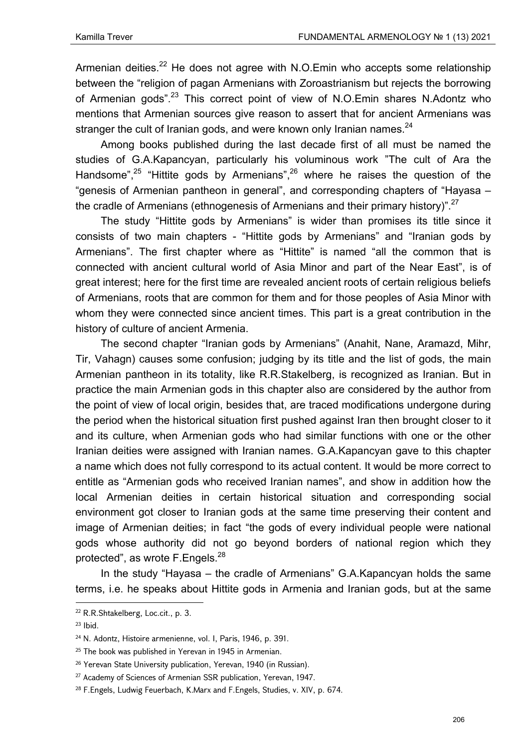Armenian deities.[22] He does not agree with N.O.Emin who accepts some relationship between the "religion of pagan Armenians with Zoroastrianism but rejects the borrowing of Armenian gods".[23] This correct point of view of N.O.Emin shares N.Adontz who mentions that Armenian sources give reason to assert that for ancient Armenians was stranger the cult of Iranian gods, and were known only Iranian names.[24]

Among books published during the last decade first of all must be named the studies of G.A.Kapancyan, particularly his voluminous work "The cult of Ara the Handsome",[25] "Hittite gods by Armenians",[26] where he raises the question of the "genesis of Armenian pantheon in general", and corresponding chapters of "Hayasa – the cradle of Armenians (ethnogenesis of Armenians and their primary history)".[27]

The study "Hittite gods by Armenians" is wider than promises its title since it consists of two main chapters - "Hittite gods by Armenians" and "Iranian gods by Armenians". The first chapter where as "Hittite" is named "all the common that is connected with ancient cultural world of Asia Minor and part of the Near East", is of great interest; here for the first time are revealed ancient roots of certain religious beliefs of Armenians, roots that are common for them and for those peoples of Asia Minor with whom they were connected since ancient times. This part is a great contribution in the history of culture of ancient Armenia.

The second chapter "Iranian gods by Armenians" (Anahit, Nane, Aramazd, Mihr, Tir, Vahagn) causes some confusion; judging by its title and the list of gods, the main Armenian pantheon in its totality, like R.R.Stakelberg, is recognized as Iranian. But in practice the main Armenian gods in this chapter also are considered by the author from the point of view of local origin, besides that, are traced modifications undergone during the period when the historical situation first pushed against Iran then brought closer to it and its culture, when Armenian gods who had similar functions with one or the other Iranian deities were assigned with Iranian names. G.A.Kapancyan gave to this chapter a name which does not fully correspond to its actual content. It would be more correct to entitle as "Armenian gods who received Iranian names", and show in addition how the local Armenian deities in certain historical situation and corresponding social environment got closer to Iranian gods at the same time preserving their content and image of Armenian deities; in fact "the gods of every individual people were national gods whose authority did not go beyond borders of national region which they protected", as wrote F.Engels.[28]

In the study "Hayasa – the cradle of Armenians" G.A.Kapancyan holds the same terms, i.e. he speaks about Hittite gods in Armenia and Iranian gods, but at the same

---

[22] R.R.Shtakelberg, Loc.cit., p. 3.

[23] Ibid.

[24] N. Adontz, Histoire armenienne, vol. I, Paris, 1946, p. 391.

[25] The book was published in Yerevan in 1945 in Armenian.

[26] Yerevan State University publication, Yerevan, 1940 (in Russian).

[27] Academy of Sciences of Armenian SSR publication, Yerevan, 1947.

[28] F.Engels, Ludwig Feuerbach, K.Marx and F.Engels, Studies, v. XIV, p. 674.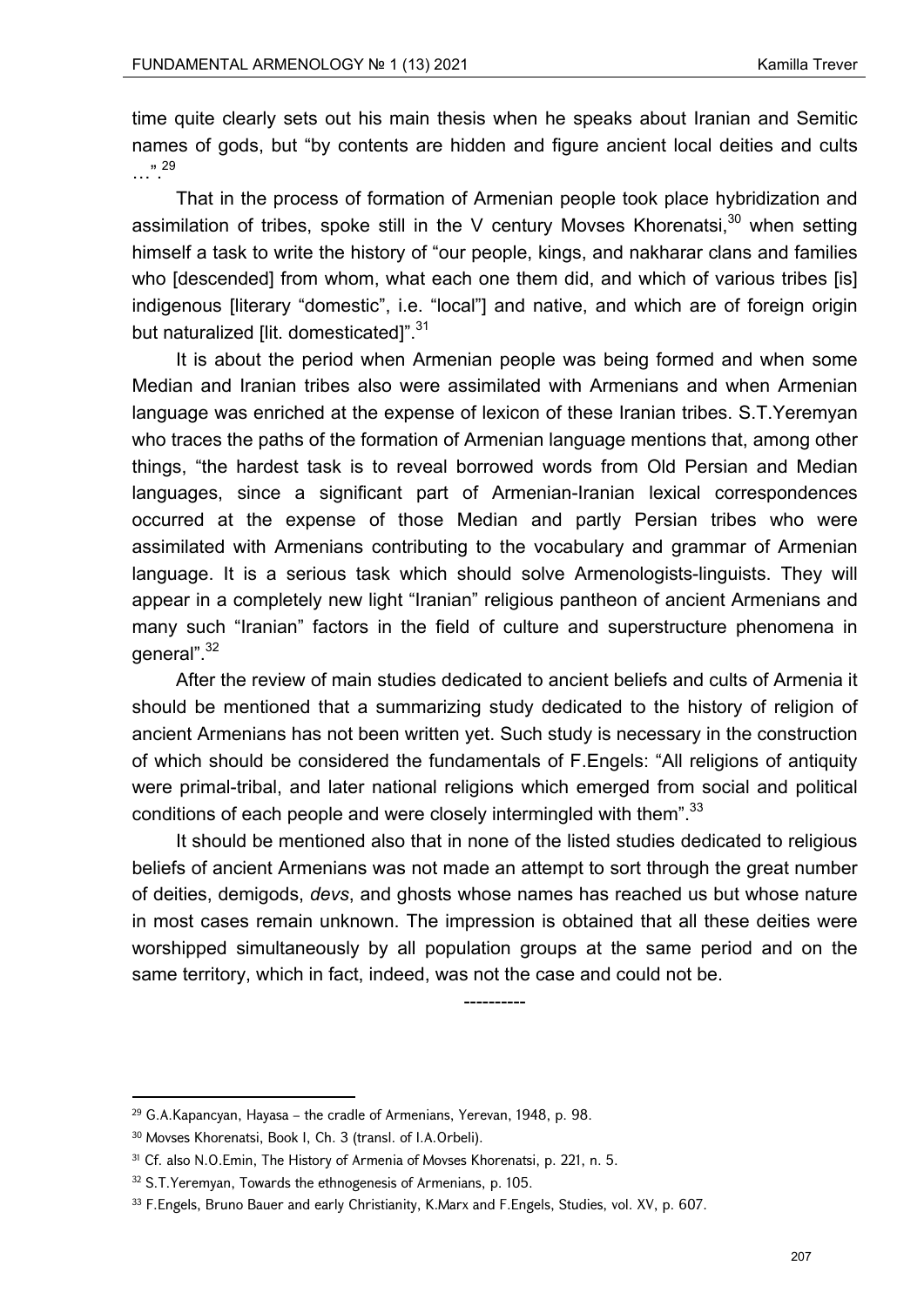time quite clearly sets out his main thesis when he speaks about Iranian and Semitic names of gods, but “by contents are hidden and figure ancient local deities and cults …”.[29]

That in the process of formation of Armenian people took place hybridization and assimilation of tribes, spoke still in the V century Movses Khorenatsi,[30] when setting himself a task to write the history of “our people, kings, and nakharar clans and families who [descended] from whom, what each one them did, and which of various tribes [is] indigenous [literary “domestic”, i.e. “local”] and native, and which are of foreign origin but naturalized [lit. domesticated]”.[31]

It is about the period when Armenian people was being formed and when some Median and Iranian tribes also were assimilated with Armenians and when Armenian language was enriched at the expense of lexicon of these Iranian tribes. S.T.Yeremyan who traces the paths of the formation of Armenian language mentions that, among other things, “the hardest task is to reveal borrowed words from Old Persian and Median languages, since a significant part of Armenian-Iranian lexical correspondences occurred at the expense of those Median and partly Persian tribes who were assimilated with Armenians contributing to the vocabulary and grammar of Armenian language. It is a serious task which should solve Armenologists-linguists. They will appear in a completely new light “Iranian” religious pantheon of ancient Armenians and many such “Iranian” factors in the field of culture and superstructure phenomena in general”.[32]

After the review of main studies dedicated to ancient beliefs and cults of Armenia it should be mentioned that a summarizing study dedicated to the history of religion of ancient Armenians has not been written yet. Such study is necessary in the construction of which should be considered the fundamentals of F.Engels: “All religions of antiquity were primal-tribal, and later national religions which emerged from social and political conditions of each people and were closely intermingled with them”.[33]

It should be mentioned also that in none of the listed studies dedicated to religious beliefs of ancient Armenians was not made an attempt to sort through the great number of deities, demigods, *devs*, and ghosts whose names has reached us but whose nature in most cases remain unknown. The impression is obtained that all these deities were worshipped simultaneously by all population groups at the same period and on the same territory, which in fact, indeed, was not the case and could not be.

----------

[29] G.A.Kapancyan, Hayasa – the cradle of Armenians, Yerevan, 1948, p. 98.

[30] Movses Khorenatsi, Book I, Ch. 3 (transl. of I.A.Orbeli).

[31] Cf. also N.O.Emin, The History of Armenia of Movses Khorenatsi, p. 221, n. 5.

[32] S.T.Yeremyan, Towards the ethnogenesis of Armenians, p. 105.

[33] F.Engels, Bruno Bauer and early Christianity, K.Marx and F.Engels, Studies, vol. XV, p. 607.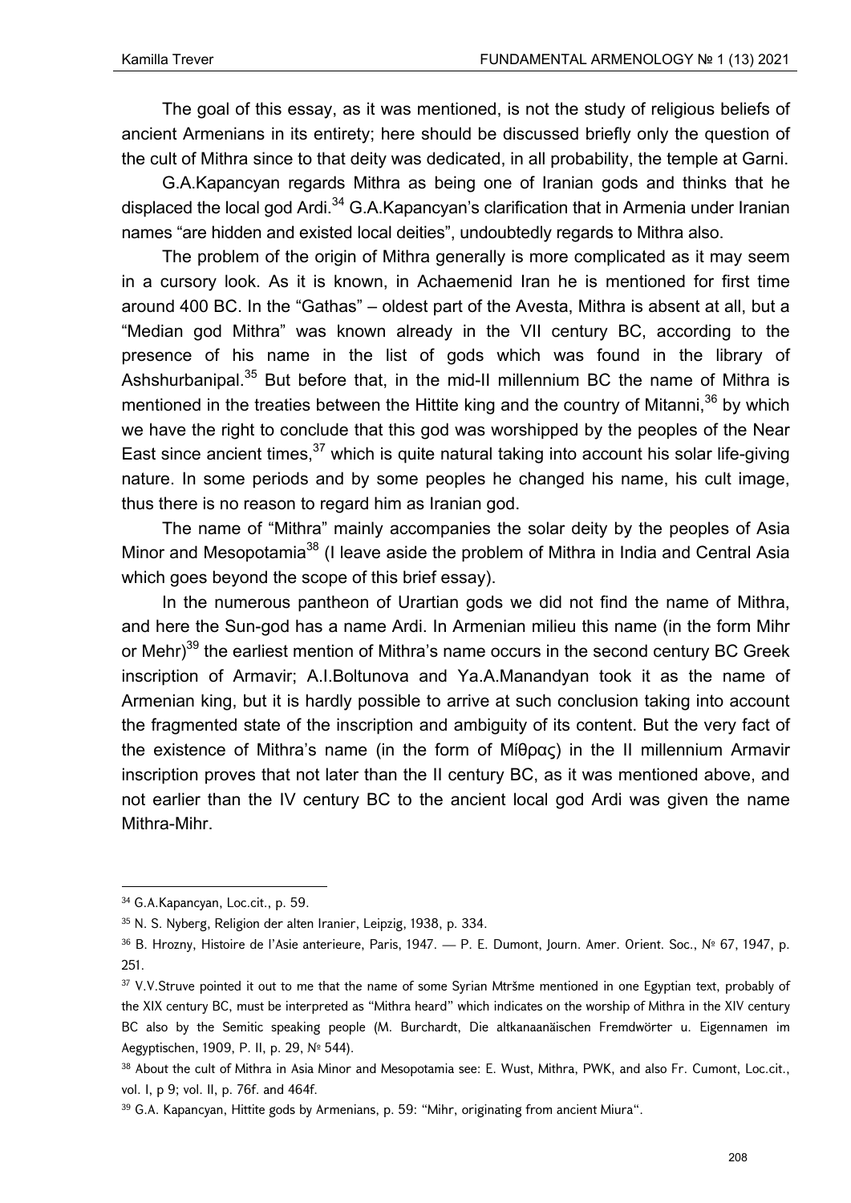The goal of this essay, as it was mentioned, is not the study of religious beliefs of ancient Armenians in its entirety; here should be discussed briefly only the question of the cult of Mithra since to that deity was dedicated, in all probability, the temple at Garni.

G.A.Kapancyan regards Mithra as being one of Iranian gods and thinks that he displaced the local god Ardi.[34] G.A.Kapancyan's clarification that in Armenia under Iranian names "are hidden and existed local deities", undoubtedly regards to Mithra also.

The problem of the origin of Mithra generally is more complicated as it may seem in a cursory look. As it is known, in Achaemenid Iran he is mentioned for first time around 400 BC. In the "Gathas" – oldest part of the Avesta, Mithra is absent at all, but a "Median god Mithra" was known already in the VII century BC, according to the presence of his name in the list of gods which was found in the library of Ashshurbanipal.[35] But before that, in the mid-II millennium BC the name of Mithra is mentioned in the treaties between the Hittite king and the country of Mitanni,[36] by which we have the right to conclude that this god was worshipped by the peoples of the Near East since ancient times,[37] which is quite natural taking into account his solar life-giving nature. In some periods and by some peoples he changed his name, his cult image, thus there is no reason to regard him as Iranian god.

The name of "Mithra" mainly accompanies the solar deity by the peoples of Asia Minor and Mesopotamia[38] (I leave aside the problem of Mithra in India and Central Asia which goes beyond the scope of this brief essay).

In the numerous pantheon of Urartian gods we did not find the name of Mithra, and here the Sun-god has a name Ardi. In Armenian milieu this name (in the form Mihr or Mehr)[39] the earliest mention of Mithra's name occurs in the second century BC Greek inscription of Armavir; A.I.Boltunova and Ya.A.Manandyan took it as the name of Armenian king, but it is hardly possible to arrive at such conclusion taking into account the fragmented state of the inscription and ambiguity of its content. But the very fact of the existence of Mithra's name (in the form of Μίθρας) in the II millennium Armavir inscription proves that not later than the II century BC, as it was mentioned above, and not earlier than the IV century BC to the ancient local god Ardi was given the name Mithra-Mihr.

---

[34] G.A.Kapancyan, Loc.cit., p. 59.

[35] N. S. Nyberg, Religion der alten Iranier, Leipzig, 1938, p. 334.

[36] B. Hrozny, Histoire de l'Asie anterieure, Paris, 1947. — P. E. Dumont, Journ. Amer. Orient. Soc., № 67, 1947, p. 251.

[37] V.V.Struve pointed it out to me that the name of some Syrian Mtršme mentioned in one Egyptian text, probably of the XIX century BC, must be interpreted as "Mithra heard" which indicates on the worship of Mithra in the XIV century BC also by the Semitic speaking people (M. Burchardt, Die altkanaanäischen Fremdwörter u. Eigennamen im Aegyptischen, 1909, P. II, p. 29, № 544).

[38] About the cult of Mithra in Asia Minor and Mesopotamia see: E. Wust, Mithra, PWK, and also Fr. Cumont, Loc.cit., vol. I, p 9; vol. II, p. 76f. and 464f.

[39] G.A. Kapancyan, Hittite gods by Armenians, p. 59: "Mihr, originating from ancient Miura".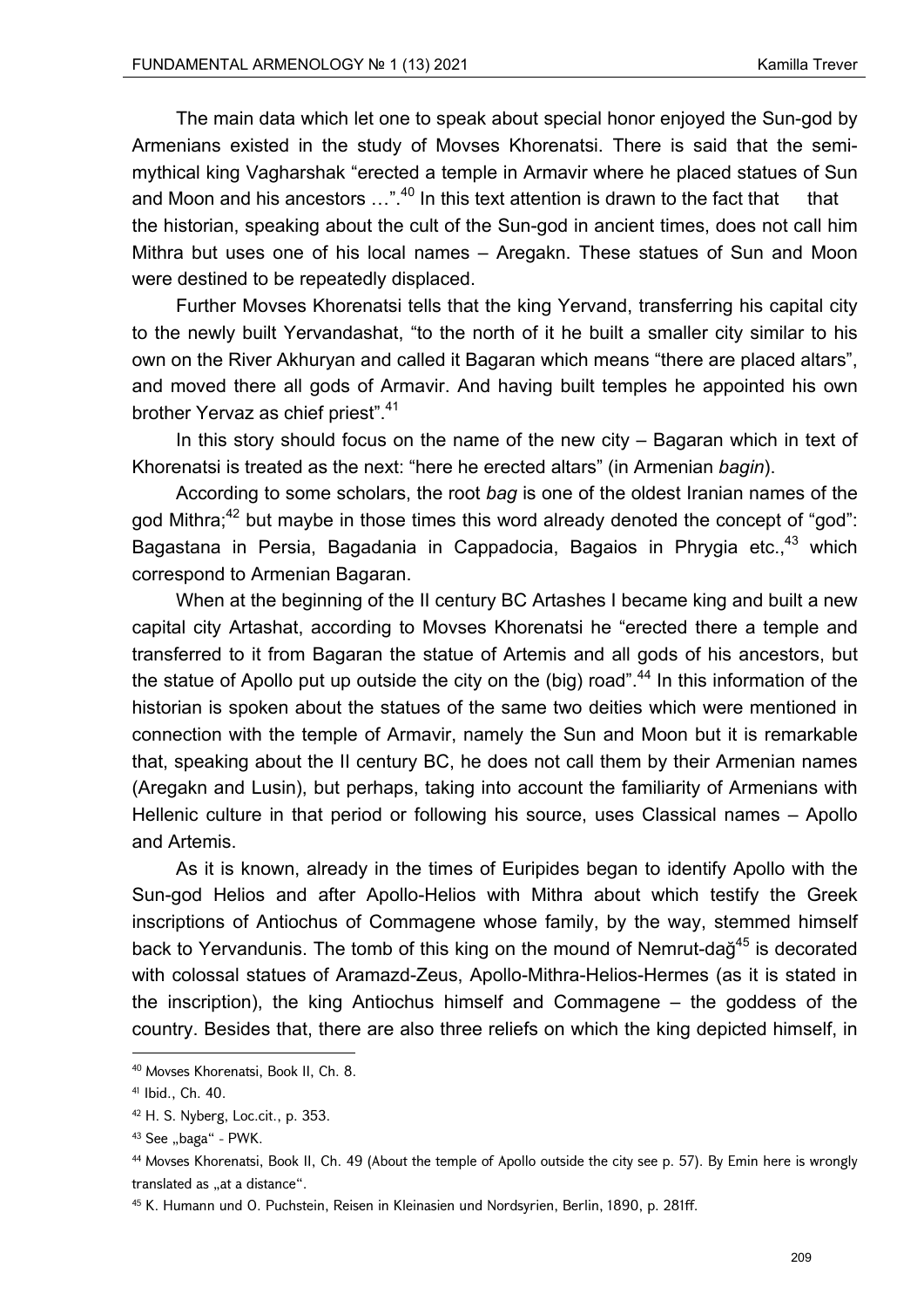The main data which let one to speak about special honor enjoyed the Sun-god by Armenians existed in the study of Movses Khorenatsi. There is said that the semi-mythical king Vagharshak "erected a temple in Armavir where he placed statues of Sun and Moon and his ancestors …".[40] In this text attention is drawn to the fact that that the historian, speaking about the cult of the Sun-god in ancient times, does not call him Mithra but uses one of his local names – Aregakn. These statues of Sun and Moon were destined to be repeatedly displaced.

Further Movses Khorenatsi tells that the king Yervand, transferring his capital city to the newly built Yervandashat, "to the north of it he built a smaller city similar to his own on the River Akhuryan and called it Bagaran which means "there are placed altars", and moved there all gods of Armavir. And having built temples he appointed his own brother Yervaz as chief priest".[41]

In this story should focus on the name of the new city – Bagaran which in text of Khorenatsi is treated as the next: "here he erected altars" (in Armenian *bagin*).

According to some scholars, the root *bag* is one of the oldest Iranian names of the god Mithra;[42] but maybe in those times this word already denoted the concept of "god": Bagastana in Persia, Bagadania in Cappadocia, Bagaios in Phrygia etc.,[43] which correspond to Armenian Bagaran.

When at the beginning of the II century BC Artashes I became king and built a new capital city Artashat, according to Movses Khorenatsi he "erected there a temple and transferred to it from Bagaran the statue of Artemis and all gods of his ancestors, but the statue of Apollo put up outside the city on the (big) road".[44] In this information of the historian is spoken about the statues of the same two deities which were mentioned in connection with the temple of Armavir, namely the Sun and Moon but it is remarkable that, speaking about the II century BC, he does not call them by their Armenian names (Aregakn and Lusin), but perhaps, taking into account the familiarity of Armenians with Hellenic culture in that period or following his source, uses Classical names – Apollo and Artemis.

As it is known, already in the times of Euripides began to identify Apollo with the Sun-god Helios and after Apollo-Helios with Mithra about which testify the Greek inscriptions of Antiochus of Commagene whose family, by the way, stemmed himself back to Yervandunis. The tomb of this king on the mound of Nemrut-dağ[45] is decorated with colossal statues of Aramazd-Zeus, Apollo-Mithra-Helios-Hermes (as it is stated in the inscription), the king Antiochus himself and Commagene – the goddess of the country. Besides that, there are also three reliefs on which the king depicted himself, in

---

[40] Movses Khorenatsi, Book II, Ch. 8.

[41] Ibid., Ch. 40.

[42] H. S. Nyberg, Loc.cit., p. 353.

[43] See „baga" - PWK.

[44] Movses Khorenatsi, Book II, Ch. 49 (About the temple of Apollo outside the city see p. 57). By Emin here is wrongly translated as „at a distance".

[45] K. Humann und O. Puchstein, Reisen in Kleinasien und Nordsyrien, Berlin, 1890, p. 281ff.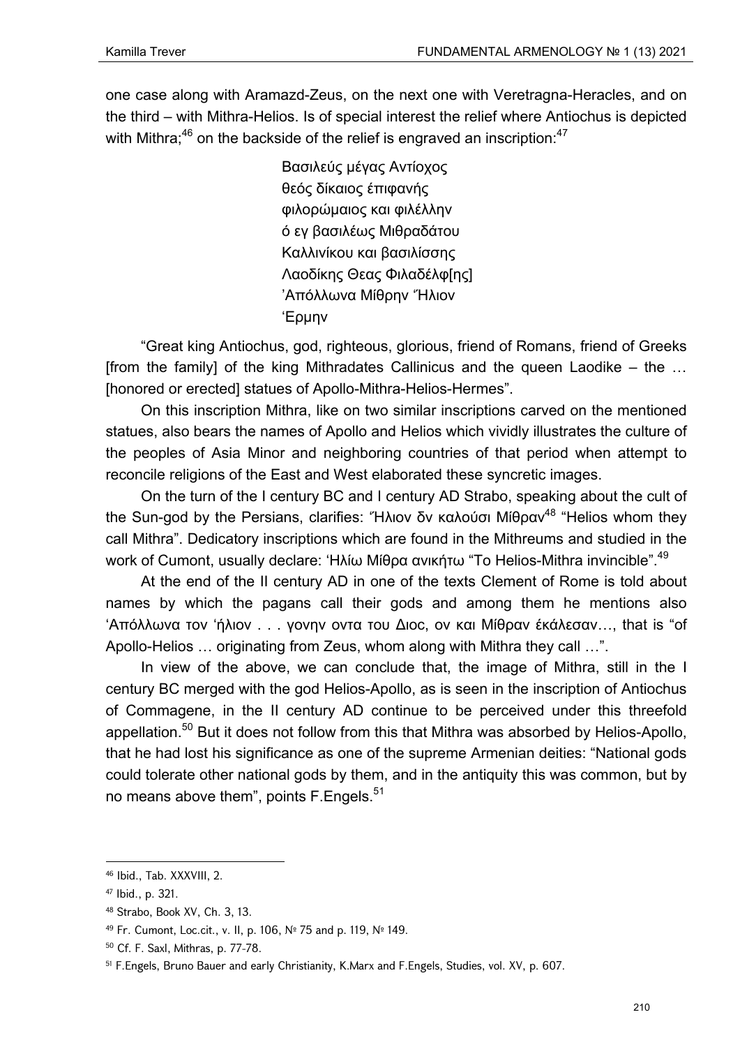one case along with Aramazd-Zeus, on the next one with Veretragna-Heracles, and on the third – with Mithra-Helios. Is of special interest the relief where Antiochus is depicted with Mithra;[46] on the backside of the relief is engraved an inscription:[47]

> Βασιλεύς μέγας Αντίοχος
> θεός δίκαιος έπιφανής
> φιλορώμαιος και φιλέλλην
> ό εγ βασιλέως Μιθραδάτου
> Καλλινίκου και βασιλίσσης
> Λαοδίκης Θεας Φιλαδέλφ[ης]
> 'Απόλλωνα Μίθρην Ἥλιον
> 'Ερμην

“Great king Antiochus, god, righteous, glorious, friend of Romans, friend of Greeks [from the family] of the king Mithradates Callinicus and the queen Laodike – the … [honored or erected] statues of Apollo-Mithra-Helios-Hermes”.

On this inscription Mithra, like on two similar inscriptions carved on the mentioned statues, also bears the names of Apollo and Helios which vividly illustrates the culture of the peoples of Asia Minor and neighboring countries of that period when attempt to reconcile religions of the East and West elaborated these syncretic images.

On the turn of the I century BC and I century AD Strabo, speaking about the cult of the Sun-god by the Persians, clarifies: Ἥλιον δν καλούσι Μίθραν[48] “Helios whom they call Mithra”. Dedicatory inscriptions which are found in the Mithreums and studied in the work of Cumont, usually declare: 'Ηλίω Μίθρα ανικήτω “To Helios-Mithra invincible”.[49]

At the end of the II century AD in one of the texts Clement of Rome is told about names by which the pagans call their gods and among them he mentions also 'Απόλλωνα τον 'ήλιον . . . γονην οντα του Διος, ον και Μίθραν έκάλεσαν…, that is “of Apollo-Helios … originating from Zeus, whom along with Mithra they call …”.

In view of the above, we can conclude that, the image of Mithra, still in the I century BC merged with the god Helios-Apollo, as is seen in the inscription of Antiochus of Commagene, in the II century AD continue to be perceived under this threefold appellation.[50] But it does not follow from this that Mithra was absorbed by Helios-Apollo, that he had lost his significance as one of the supreme Armenian deities: “National gods could tolerate other national gods by them, and in the antiquity this was common, but by no means above them”, points F.Engels.[51]

---

[46] Ibid., Tab. XXXVIII, 2.

[47] Ibid., p. 321.

[48] Strabo, Book XV, Ch. 3, 13.

[49] Fr. Cumont, Loc.cit., v. II, p. 106, № 75 and p. 119, № 149.

[50] Cf. F. Saxl, Mithras, p. 77-78.

[51] F.Engels, Bruno Bauer and early Christianity, K.Marx and F.Engels, Studies, vol. XV, p. 607.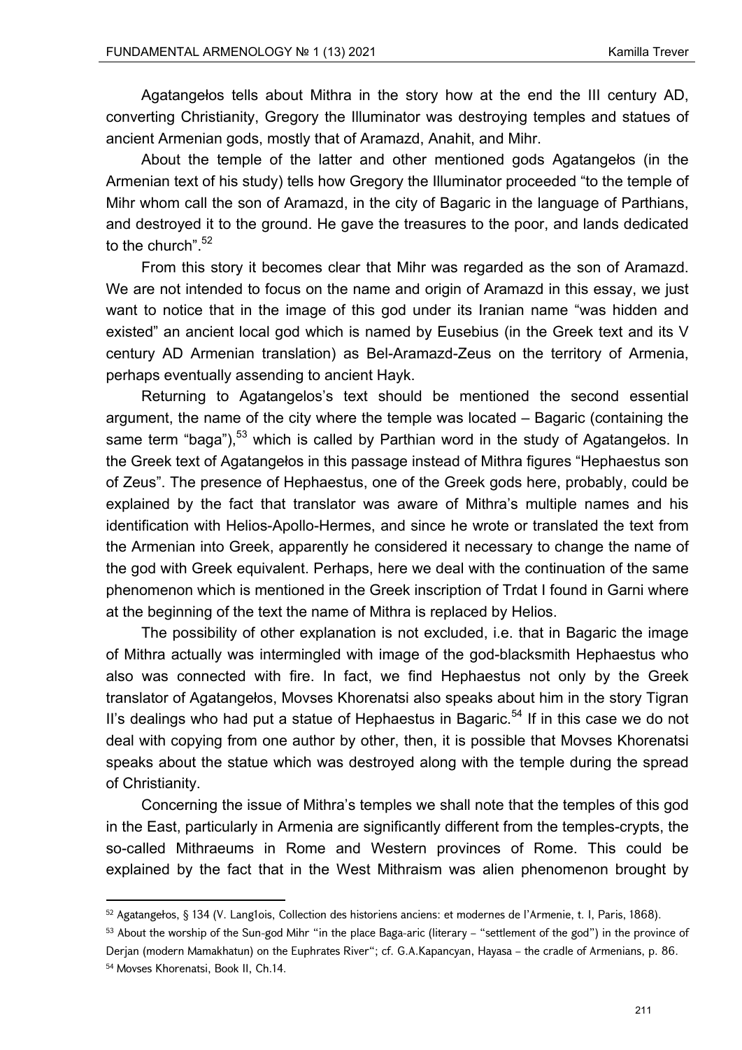Agatangełos tells about Mithra in the story how at the end the III century AD, converting Christianity, Gregory the Illuminator was destroying temples and statues of ancient Armenian gods, mostly that of Aramazd, Anahit, and Mihr.

About the temple of the latter and other mentioned gods Agatangełos (in the Armenian text of his study) tells how Gregory the Illuminator proceeded "to the temple of Mihr whom call the son of Aramazd, in the city of Bagaric in the language of Parthians, and destroyed it to the ground. He gave the treasures to the poor, and lands dedicated to the church".[52]

From this story it becomes clear that Mihr was regarded as the son of Aramazd. We are not intended to focus on the name and origin of Aramazd in this essay, we just want to notice that in the image of this god under its Iranian name "was hidden and existed" an ancient local god which is named by Eusebius (in the Greek text and its V century AD Armenian translation) as Bel-Aramazd-Zeus on the territory of Armenia, perhaps eventually assending to ancient Hayk.

Returning to Agatangelos's text should be mentioned the second essential argument, the name of the city where the temple was located – Bagaric (containing the same term "baga"),[53] which is called by Parthian word in the study of Agatangełos. In the Greek text of Agatangełos in this passage instead of Mithra figures "Hephaestus son of Zeus". The presence of Hephaestus, one of the Greek gods here, probably, could be explained by the fact that translator was aware of Mithra's multiple names and his identification with Helios-Apollo-Hermes, and since he wrote or translated the text from the Armenian into Greek, apparently he considered it necessary to change the name of the god with Greek equivalent. Perhaps, here we deal with the continuation of the same phenomenon which is mentioned in the Greek inscription of Trdat I found in Garni where at the beginning of the text the name of Mithra is replaced by Helios.

The possibility of other explanation is not excluded, i.e. that in Bagaric the image of Mithra actually was intermingled with image of the god-blacksmith Hephaestus who also was connected with fire. In fact, we find Hephaestus not only by the Greek translator of Agatangełos, Movses Khorenatsi also speaks about him in the story Tigran II's dealings who had put a statue of Hephaestus in Bagaric.[54] If in this case we do not deal with copying from one author by other, then, it is possible that Movses Khorenatsi speaks about the statue which was destroyed along with the temple during the spread of Christianity.

Concerning the issue of Mithra's temples we shall note that the temples of this god in the East, particularly in Armenia are significantly different from the temples-crypts, the so-called Mithraeums in Rome and Western provinces of Rome. This could be explained by the fact that in the West Mithraism was alien phenomenon brought by

---

[52] Agatangełos, § 134 (V. Lang1ois, Collection des historiens anciens: et modernes de l'Armenie, t. I, Paris, 1868).

[53] About the worship of the Sun-god Mihr "in the place Baga-aric (literary – "settlement of the god") in the province of Derjan (modern Mamakhatun) on the Euphrates River"; cf. G.A.Kapancyan, Hayasa – the cradle of Armenians, p. 86.

[54] Movses Khorenatsi, Book II, Ch.14.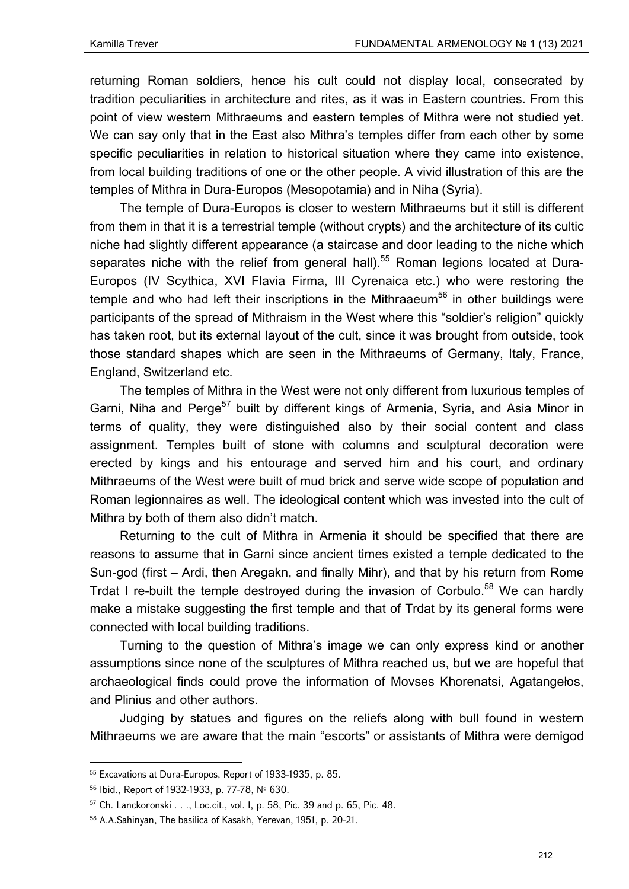returning Roman soldiers, hence his cult could not display local, consecrated by tradition peculiarities in architecture and rites, as it was in Eastern countries. From this point of view western Mithraeums and eastern temples of Mithra were not studied yet. We can say only that in the East also Mithra's temples differ from each other by some specific peculiarities in relation to historical situation where they came into existence, from local building traditions of one or the other people. A vivid illustration of this are the temples of Mithra in Dura-Europos (Mesopotamia) and in Niha (Syria).

The temple of Dura-Europos is closer to western Mithraeums but it still is different from them in that it is a terrestrial temple (without crypts) and the architecture of its cultic niche had slightly different appearance (a staircase and door leading to the niche which separates niche with the relief from general hall).[55] Roman legions located at Dura-Europos (IV Scythica, XVI Flavia Firma, III Cyrenaica etc.) who were restoring the temple and who had left their inscriptions in the Mithraaeum[56] in other buildings were participants of the spread of Mithraism in the West where this "soldier's religion" quickly has taken root, but its external layout of the cult, since it was brought from outside, took those standard shapes which are seen in the Mithraeums of Germany, Italy, France, England, Switzerland etc.

The temples of Mithra in the West were not only different from luxurious temples of Garni, Niha and Perge[57] built by different kings of Armenia, Syria, and Asia Minor in terms of quality, they were distinguished also by their social content and class assignment. Temples built of stone with columns and sculptural decoration were erected by kings and his entourage and served him and his court, and ordinary Mithraeums of the West were built of mud brick and serve wide scope of population and Roman legionnaires as well. The ideological content which was invested into the cult of Mithra by both of them also didn't match.

Returning to the cult of Mithra in Armenia it should be specified that there are reasons to assume that in Garni since ancient times existed a temple dedicated to the Sun-god (first – Ardi, then Aregakn, and finally Mihr), and that by his return from Rome Trdat I re-built the temple destroyed during the invasion of Corbulo.[58] We can hardly make a mistake suggesting the first temple and that of Trdat by its general forms were connected with local building traditions.

Turning to the question of Mithra's image we can only express kind or another assumptions since none of the sculptures of Mithra reached us, but we are hopeful that archaeological finds could prove the information of Movses Khorenatsi, Agatangełos, and Plinius and other authors.

Judging by statues and figures on the reliefs along with bull found in western Mithraeums we are aware that the main "escorts" or assistants of Mithra were demigod

---

[55] Excavations at Dura-Europos, Report of 1933-1935, p. 85.

[56] Ibid., Report of 1932-1933, p. 77-78, № 630.

[57] Ch. Lanckoronski . . ., Loc.cit., vol. I, p. 58, Pic. 39 and p. 65, Pic. 48.

[58] A.A.Sahinyan, The basilica of Kasakh, Yerevan, 1951, p. 20-21.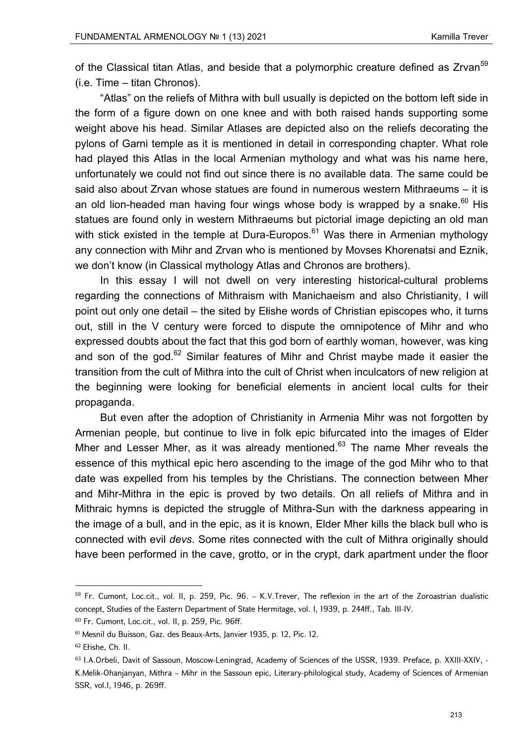of the Classical titan Atlas, and beside that a polymorphic creature defined as Zrvan[59] (i.e. Time – titan Chronos).

"Atlas" on the reliefs of Mithra with bull usually is depicted on the bottom left side in the form of a figure down on one knee and with both raised hands supporting some weight above his head. Similar Atlases are depicted also on the reliefs decorating the pylons of Garni temple as it is mentioned in detail in corresponding chapter. What role had played this Atlas in the local Armenian mythology and what was his name here, unfortunately we could not find out since there is no available data. The same could be said also about Zrvan whose statues are found in numerous western Mithraeums – it is an old lion-headed man having four wings whose body is wrapped by a snake.[60] His statues are found only in western Mithraeums but pictorial image depicting an old man with stick existed in the temple at Dura-Europos.[61] Was there in Armenian mythology any connection with Mihr and Zrvan who is mentioned by Movses Khorenatsi and Eznik, we don't know (in Classical mythology Atlas and Chronos are brothers).

In this essay I will not dwell on very interesting historical-cultural problems regarding the connections of Mithraism with Manichaeism and also Christianity, I will point out only one detail – the sited by Ełishe words of Christian episcopes who, it turns out, still in the V century were forced to dispute the omnipotence of Mihr and who expressed doubts about the fact that this god born of earthly woman, however, was king and son of the god.[62] Similar features of Mihr and Christ maybe made it easier the transition from the cult of Mithra into the cult of Christ when inculcators of new religion at the beginning were looking for beneficial elements in ancient local cults for their propaganda.

But even after the adoption of Christianity in Armenia Mihr was not forgotten by Armenian people, but continue to live in folk epic bifurcated into the images of Elder Mher and Lesser Mher, as it was already mentioned.[63] The name Mher reveals the essence of this mythical epic hero ascending to the image of the god Mihr who to that date was expelled from his temples by the Christians. The connection between Mher and Mihr-Mithra in the epic is proved by two details. On all reliefs of Mithra and in Mithraic hymns is depicted the struggle of Mithra-Sun with the darkness appearing in the image of a bull, and in the epic, as it is known, Elder Mher kills the black bull who is connected with evil *devs*. Some rites connected with the cult of Mithra originally should have been performed in the cave, grotto, or in the crypt, dark apartment under the floor

---

[59] Fr. Cumont, Loc.cit., vol. II, p. 259, Pic. 96. – K.V.Trever, The reflexion in the art of the Zoroastrian dualistic concept, Studies of the Eastern Department of State Hermitage, vol. I, 1939, p. 244ff., Tab. III-IV.

[60] Fr. Cumont, Loc.cit., vol. II, p. 259, Pic. 96ff.

[61] Mesnil du Buisson, Gaz. des Beaux-Arts, Janvier 1935, p. 12, Pic. 12.

[62] Ełishe, Ch. II.

[63] I.A.Orbeli, Davit of Sassoun, Moscow-Leningrad, Academy of Sciences of the USSR, 1939. Preface, p. XXIII-XXIV, - K.Melik-Ohanjanyan, Mithra – Mihr in the Sassoun epic, Literary-philological study, Academy of Sciences of Armenian SSR, vol.I, 1946, p. 269ff.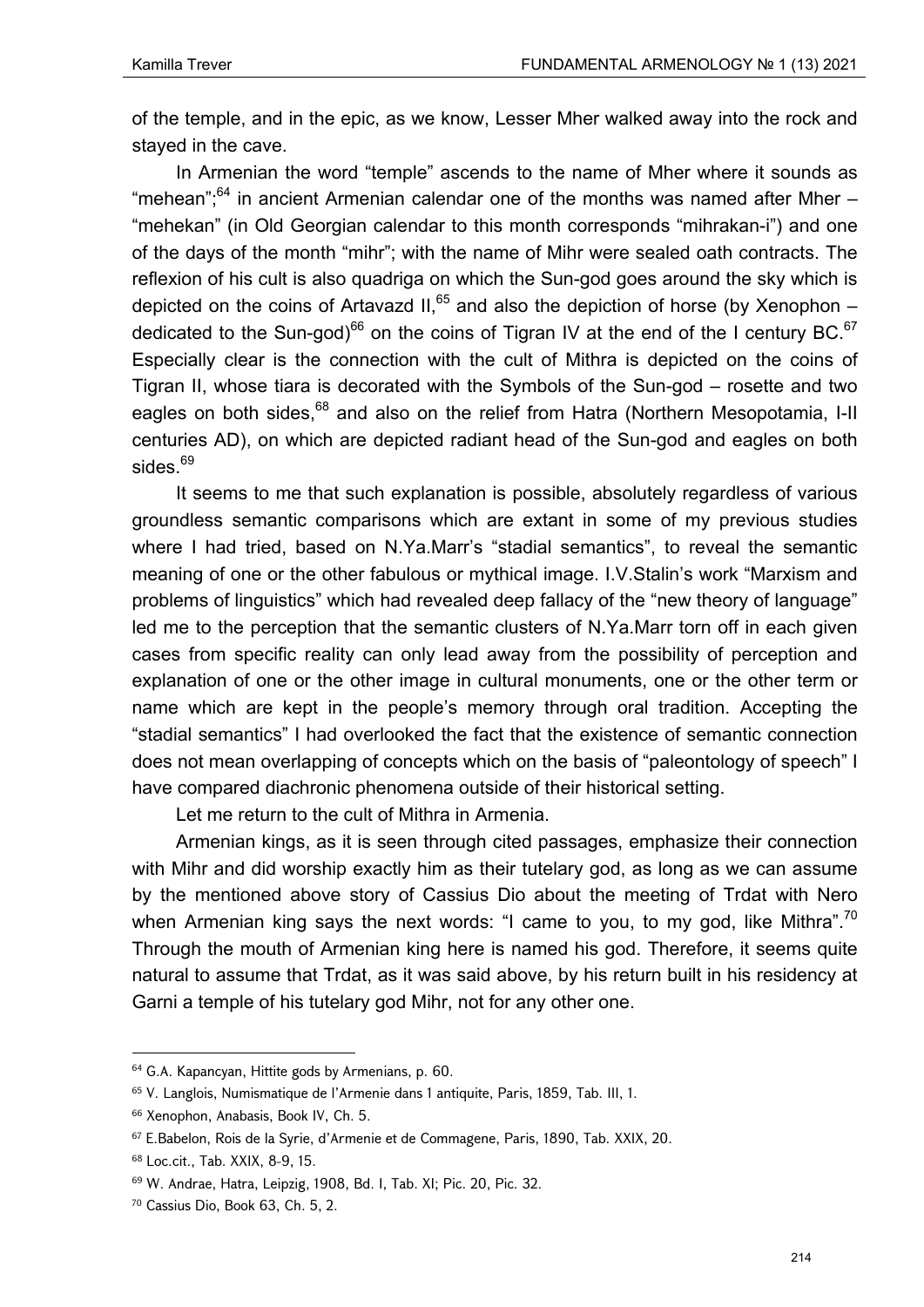of the temple, and in the epic, as we know, Lesser Mher walked away into the rock and stayed in the cave.

In Armenian the word "temple" ascends to the name of Mher where it sounds as "mehean";[64] in ancient Armenian calendar one of the months was named after Mher – "mehekan" (in Old Georgian calendar to this month corresponds "mihrakan-i") and one of the days of the month "mihr"; with the name of Mihr were sealed oath contracts. The reflexion of his cult is also quadriga on which the Sun-god goes around the sky which is depicted on the coins of Artavazd II,[65] and also the depiction of horse (by Xenophon – dedicated to the Sun-god)[66] on the coins of Tigran IV at the end of the I century BC.[67] Especially clear is the connection with the cult of Mithra is depicted on the coins of Tigran II, whose tiara is decorated with the Symbols of the Sun-god – rosette and two eagles on both sides,[68] and also on the relief from Hatra (Northern Mesopotamia, I-II centuries AD), on which are depicted radiant head of the Sun-god and eagles on both sides.[69]

It seems to me that such explanation is possible, absolutely regardless of various groundless semantic comparisons which are extant in some of my previous studies where I had tried, based on N.Ya.Marr's "stadial semantics", to reveal the semantic meaning of one or the other fabulous or mythical image. I.V.Stalin's work "Marxism and problems of linguistics" which had revealed deep fallacy of the "new theory of language" led me to the perception that the semantic clusters of N.Ya.Marr torn off in each given cases from specific reality can only lead away from the possibility of perception and explanation of one or the other image in cultural monuments, one or the other term or name which are kept in the people's memory through oral tradition. Accepting the "stadial semantics" I had overlooked the fact that the existence of semantic connection does not mean overlapping of concepts which on the basis of "paleontology of speech" I have compared diachronic phenomena outside of their historical setting.

Let me return to the cult of Mithra in Armenia.

Armenian kings, as it is seen through cited passages, emphasize their connection with Mihr and did worship exactly him as their tutelary god, as long as we can assume by the mentioned above story of Cassius Dio about the meeting of Trdat with Nero when Armenian king says the next words: "I came to you, to my god, like Mithra".[70] Through the mouth of Armenian king here is named his god. Therefore, it seems quite natural to assume that Trdat, as it was said above, by his return built in his residency at Garni a temple of his tutelary god Mihr, not for any other one.

---

[64] G.A. Kapancyan, Hittite gods by Armenians, p. 60.

[65] V. Langlois, Numismatique de l'Armenie dans 1 antiquite, Paris, 1859, Tab. III, 1.

[66] Xenophon, Anabasis, Book IV, Ch. 5.

[67] E.Babelon, Rois de la Syrie, d'Armenie et de Commagene, Paris, 1890, Tab. XXIX, 20.

[68] Loc.cit., Tab. XXIX, 8-9, 15.

[69] W. Andrae, Hatra, Leipzig, 1908, Bd. I, Tab. XI; Pic. 20, Pic. 32.

[70] Cassius Dio, Book 63, Ch. 5, 2.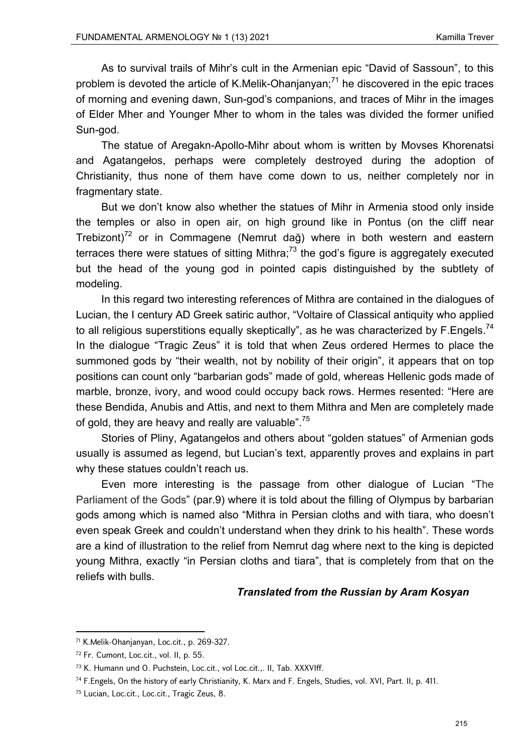As to survival trails of Mihr's cult in the Armenian epic "David of Sassoun", to this problem is devoted the article of K.Melik-Ohanjanyan;[71] he discovered in the epic traces of morning and evening dawn, Sun-god's companions, and traces of Mihr in the images of Elder Mher and Younger Mher to whom in the tales was divided the former unified Sun-god.

The statue of Aregakn-Apollo-Mihr about whom is written by Movses Khorenatsi and Agatangełos, perhaps were completely destroyed during the adoption of Christianity, thus none of them have come down to us, neither completely nor in fragmentary state.

But we don't know also whether the statues of Mihr in Armenia stood only inside the temples or also in open air, on high ground like in Pontus (on the cliff near Trebizont)[72] or in Commagene (Nemrut dağ) where in both western and eastern terraces there were statues of sitting Mithra;[73] the god's figure is aggregately executed but the head of the young god in pointed capis distinguished by the subtlety of modeling.

In this regard two interesting references of Mithra are contained in the dialogues of Lucian, the I century AD Greek satiric author, "Voltaire of Classical antiquity who applied to all religious superstitions equally skeptically", as he was characterized by F.Engels.[74] In the dialogue "Tragic Zeus" it is told that when Zeus ordered Hermes to place the summoned gods by "their wealth, not by nobility of their origin", it appears that on top positions can count only "barbarian gods" made of gold, whereas Hellenic gods made of marble, bronze, ivory, and wood could occupy back rows. Hermes resented: "Here are these Bendida, Anubis and Attis, and next to them Mithra and Men are completely made of gold, they are heavy and really are valuable".[75]

Stories of Pliny, Agatangełos and others about "golden statues" of Armenian gods usually is assumed as legend, but Lucian's text, apparently proves and explains in part why these statues couldn't reach us.

Even more interesting is the passage from other dialogue of Lucian "The Parliament of the Gods" (par.9) where it is told about the filling of Olympus by barbarian gods among which is named also "Mithra in Persian cloths and with tiara, who doesn't even speak Greek and couldn't understand when they drink to his health". These words are a kind of illustration to the relief from Nemrut dag where next to the king is depicted young Mithra, exactly "in Persian cloths and tiara", that is completely from that on the reliefs with bulls.

***Translated from the Russian by Aram Kosyan***

---

[71] K.Melik-Ohanjanyan, Loc.cit., p. 269-327.

[72] Fr. Cumont, Loc.cit., vol. II, p. 55.

[73] K. Humann und O. Puchstein, Loc.cit., vol Loc.cit.,. II, Tab. XXXVIff.

[74] F.Engels, On the history of early Christianity, K. Marx and F. Engels, Studies, vol. XVI, Part. II, p. 411.

[75] Lucian, Loc.cit., Loc.cit., Tragic Zeus, 8.